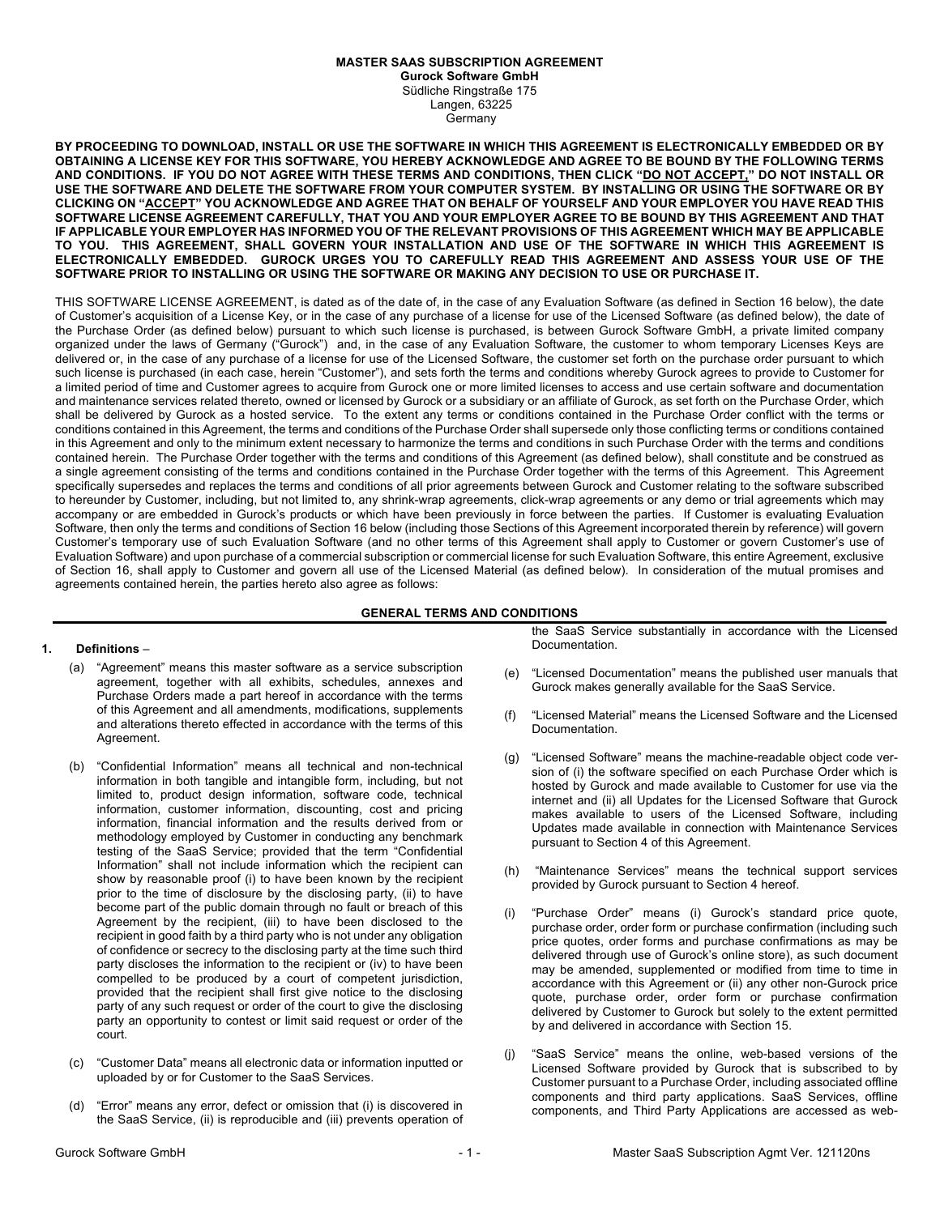# MASTER SAAS SUBSCRIPTION AGREEMENT

**Gurock Software GmbH**
Südliche Ringstraße 175
Langen, 63225
Germany

**BY PROCEEDING TO DOWNLOAD, INSTALL OR USE THE SOFTWARE IN WHICH THIS AGREEMENT IS ELECTRONICALLY EMBEDDED OR BY OBTAINING A LICENSE KEY FOR THIS SOFTWARE, YOU HEREBY ACKNOWLEDGE AND AGREE TO BE BOUND BY THE FOLLOWING TERMS AND CONDITIONS. IF YOU DO NOT AGREE WITH THESE TERMS AND CONDITIONS, THEN CLICK "DO NOT ACCEPT," DO NOT INSTALL OR USE THE SOFTWARE AND DELETE THE SOFTWARE FROM YOUR COMPUTER SYSTEM. BY INSTALLING OR USING THE SOFTWARE OR BY CLICKING ON "ACCEPT" YOU ACKNOWLEDGE AND AGREE THAT ON BEHALF OF YOURSELF AND YOUR EMPLOYER YOU HAVE READ THIS SOFTWARE LICENSE AGREEMENT CAREFULLY, THAT YOU AND YOUR EMPLOYER AGREE TO BE BOUND BY THIS AGREEMENT AND THAT IF APPLICABLE YOUR EMPLOYER HAS INFORMED YOU OF THE RELEVANT PROVISIONS OF THIS AGREEMENT WHICH MAY BE APPLICABLE TO YOU. THIS AGREEMENT, SHALL GOVERN YOUR INSTALLATION AND USE OF THE SOFTWARE IN WHICH THIS AGREEMENT IS ELECTRONICALLY EMBEDDED. GUROCK URGES YOU TO CAREFULLY READ THIS AGREEMENT AND ASSESS YOUR USE OF THE SOFTWARE PRIOR TO INSTALLING OR USING THE SOFTWARE OR MAKING ANY DECISION TO USE OR PURCHASE IT.**

THIS SOFTWARE LICENSE AGREEMENT, is dated as of the date of, in the case of any Evaluation Software (as defined in Section 16 below), the date of Customer's acquisition of a License Key, or in the case of any purchase of a license for use of the Licensed Software (as defined below), the date of the Purchase Order (as defined below) pursuant to which such license is purchased, is between Gurock Software GmbH, a private limited company organized under the laws of Germany ("Gurock") and, in the case of any Evaluation Software, the customer to whom temporary Licenses Keys are delivered or, in the case of any purchase of a license for use of the Licensed Software, the customer set forth on the purchase order pursuant to which such license is purchased (in each case, herein "Customer"), and sets forth the terms and conditions whereby Gurock agrees to provide to Customer for a limited period of time and Customer agrees to acquire from Gurock one or more limited licenses to access and use certain software and documentation and maintenance services related thereto, owned or licensed by Gurock or a subsidiary or an affiliate of Gurock, as set forth on the Purchase Order, which shall be delivered by Gurock as a hosted service. To the extent any terms or conditions contained in the Purchase Order conflict with the terms or conditions contained in this Agreement, the terms and conditions of the Purchase Order shall supersede only those conflicting terms or conditions contained in this Agreement and only to the minimum extent necessary to harmonize the terms and conditions in such Purchase Order with the terms and conditions contained herein. The Purchase Order together with the terms and conditions of this Agreement (as defined below), shall constitute and be construed as a single agreement consisting of the terms and conditions contained in the Purchase Order together with the terms of this Agreement. This Agreement specifically supersedes and replaces the terms and conditions of all prior agreements between Gurock and Customer relating to the software subscribed to hereunder by Customer, including, but not limited to, any shrink-wrap agreements, click-wrap agreements or any demo or trial agreements which may accompany or are embedded in Gurock's products or which have been previously in force between the parties. If Customer is evaluating Evaluation Software, then only the terms and conditions of Section 16 below (including those Sections of this Agreement incorporated therein by reference) will govern Customer's temporary use of such Evaluation Software (and no other terms of this Agreement shall apply to Customer or govern Customer's use of Evaluation Software) and upon purchase of a commercial subscription or commercial license for such Evaluation Software, this entire Agreement, exclusive of Section 16, shall apply to Customer and govern all use of the Licensed Material (as defined below). In consideration of the mutual promises and agreements contained herein, the parties hereto also agree as follows:

## GENERAL TERMS AND CONDITIONS

**1. Definitions** –

(a) "Agreement" means this master software as a service subscription agreement, together with all exhibits, schedules, annexes and Purchase Orders made a part hereof in accordance with the terms of this Agreement and all amendments, modifications, supplements and alterations thereto effected in accordance with the terms of this Agreement.

(b) "Confidential Information" means all technical and non-technical information in both tangible and intangible form, including, but not limited to, product design information, software code, technical information, customer information, discounting, cost and pricing information, financial information and the results derived from or methodology employed by Customer in conducting any benchmark testing of the SaaS Service; provided that the term "Confidential Information" shall not include information which the recipient can show by reasonable proof (i) to have been known by the recipient prior to the time of disclosure by the disclosing party, (ii) to have become part of the public domain through no fault or breach of this Agreement by the recipient, (iii) to have been disclosed to the recipient in good faith by a third party who is not under any obligation of confidence or secrecy to the disclosing party at the time such third party discloses the information to the recipient or (iv) to have been compelled to be produced by a court of competent jurisdiction, provided that the recipient shall first give notice to the disclosing party of any such request or order of the court to give the disclosing party an opportunity to contest or limit said request or order of the court.

(c) "Customer Data" means all electronic data or information inputted or uploaded by or for Customer to the SaaS Services.

(d) "Error" means any error, defect or omission that (i) is discovered in the SaaS Service, (ii) is reproducible and (iii) prevents operation of the SaaS Service substantially in accordance with the Licensed Documentation.

(e) "Licensed Documentation" means the published user manuals that Gurock makes generally available for the SaaS Service.

(f) "Licensed Material" means the Licensed Software and the Licensed Documentation.

(g) "Licensed Software" means the machine-readable object code version of (i) the software specified on each Purchase Order which is hosted by Gurock and made available to Customer for use via the internet and (ii) all Updates for the Licensed Software that Gurock makes available to users of the Licensed Software, including Updates made available in connection with Maintenance Services pursuant to Section 4 of this Agreement.

(h) "Maintenance Services" means the technical support services provided by Gurock pursuant to Section 4 hereof.

(i) "Purchase Order" means (i) Gurock's standard price quote, purchase order, order form or purchase confirmation (including such price quotes, order forms and purchase confirmations as may be delivered through use of Gurock's online store), as such document may be amended, supplemented or modified from time to time in accordance with this Agreement or (ii) any other non-Gurock price quote, purchase order, order form or purchase confirmation delivered by Customer to Gurock but solely to the extent permitted by and delivered in accordance with Section 15.

(j) "SaaS Service" means the online, web-based versions of the Licensed Software provided by Gurock that is subscribed to by Customer pursuant to a Purchase Order, including associated offline components and third party applications. SaaS Services, offline components, and Third Party Applications are accessed as web-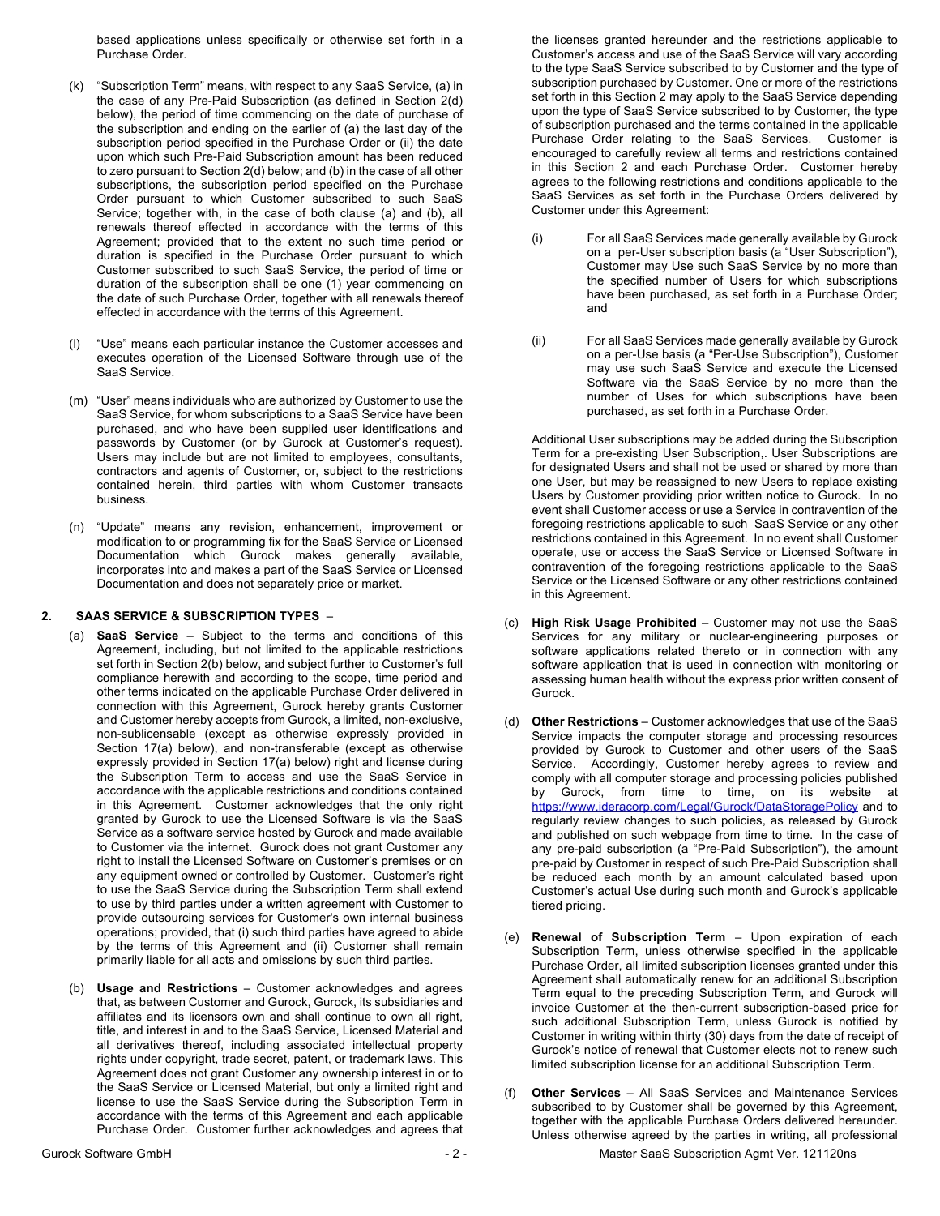based applications unless specifically or otherwise set forth in a Purchase Order.

(k) "Subscription Term" means, with respect to any SaaS Service, (a) in the case of any Pre-Paid Subscription (as defined in Section 2(d) below), the period of time commencing on the date of purchase of the subscription and ending on the earlier of (a) the last day of the subscription period specified in the Purchase Order or (ii) the date upon which such Pre-Paid Subscription amount has been reduced to zero pursuant to Section 2(d) below; and (b) in the case of all other subscriptions, the subscription period specified on the Purchase Order pursuant to which Customer subscribed to such SaaS Service; together with, in the case of both clause (a) and (b), all renewals thereof effected in accordance with the terms of this Agreement; provided that to the extent no such time period or duration is specified in the Purchase Order pursuant to which Customer subscribed to such SaaS Service, the period of time or duration of the subscription shall be one (1) year commencing on the date of such Purchase Order, together with all renewals thereof effected in accordance with the terms of this Agreement.

(l) "Use" means each particular instance the Customer accesses and executes operation of the Licensed Software through use of the SaaS Service.

(m) "User" means individuals who are authorized by Customer to use the SaaS Service, for whom subscriptions to a SaaS Service have been purchased, and who have been supplied user identifications and passwords by Customer (or by Gurock at Customer's request). Users may include but are not limited to employees, consultants, contractors and agents of Customer, or, subject to the restrictions contained herein, third parties with whom Customer transacts business.

(n) "Update" means any revision, enhancement, improvement or modification to or programming fix for the SaaS Service or Licensed Documentation which Gurock makes generally available, incorporates into and makes a part of the SaaS Service or Licensed Documentation and does not separately price or market.

## 2. SAAS SERVICE & SUBSCRIPTION TYPES –

(a) **SaaS Service** – Subject to the terms and conditions of this Agreement, including, but not limited to the applicable restrictions set forth in Section 2(b) below, and subject further to Customer's full compliance herewith and according to the scope, time period and other terms indicated on the applicable Purchase Order delivered in connection with this Agreement, Gurock hereby grants Customer and Customer hereby accepts from Gurock, a limited, non-exclusive, non-sublicensable (except as otherwise expressly provided in Section 17(a) below), and non-transferable (except as otherwise expressly provided in Section 17(a) below) right and license during the Subscription Term to access and use the SaaS Service in accordance with the applicable restrictions and conditions contained in this Agreement. Customer acknowledges that the only right granted by Gurock to use the Licensed Software is via the SaaS Service as a software service hosted by Gurock and made available to Customer via the internet. Gurock does not grant Customer any right to install the Licensed Software on Customer's premises or on any equipment owned or controlled by Customer. Customer's right to use the SaaS Service during the Subscription Term shall extend to use by third parties under a written agreement with Customer to provide outsourcing services for Customer's own internal business operations; provided, that (i) such third parties have agreed to abide by the terms of this Agreement and (ii) Customer shall remain primarily liable for all acts and omissions by such third parties.

(b) **Usage and Restrictions** – Customer acknowledges and agrees that, as between Customer and Gurock, Gurock, its subsidiaries and affiliates and its licensors own and shall continue to own all right, title, and interest in and to the SaaS Service, Licensed Material and all derivatives thereof, including associated intellectual property rights under copyright, trade secret, patent, or trademark laws. This Agreement does not grant Customer any ownership interest in or to the SaaS Service or Licensed Material, but only a limited right and license to use the SaaS Service during the Subscription Term in accordance with the terms of this Agreement and each applicable Purchase Order. Customer further acknowledges and agrees that the licenses granted hereunder and the restrictions applicable to Customer's access and use of the SaaS Service will vary according to the type SaaS Service subscribed to by Customer and the type of subscription purchased by Customer. One or more of the restrictions set forth in this Section 2 may apply to the SaaS Service depending upon the type of SaaS Service subscribed to by Customer, the type of subscription purchased and the terms contained in the applicable Purchase Order relating to the SaaS Services. Customer is encouraged to carefully review all terms and restrictions contained in this Section 2 and each Purchase Order. Customer hereby agrees to the following restrictions and conditions applicable to the SaaS Services as set forth in the Purchase Orders delivered by Customer under this Agreement:

(i) For all SaaS Services made generally available by Gurock on a per-User subscription basis (a "User Subscription"), Customer may Use such SaaS Service by no more than the specified number of Users for which subscriptions have been purchased, as set forth in a Purchase Order; and

(ii) For all SaaS Services made generally available by Gurock on a per-Use basis (a "Per-Use Subscription"), Customer may use such SaaS Service and execute the Licensed Software via the SaaS Service by no more than the number of Uses for which subscriptions have been purchased, as set forth in a Purchase Order.

Additional User subscriptions may be added during the Subscription Term for a pre-existing User Subscription,. User Subscriptions are for designated Users and shall not be used or shared by more than one User, but may be reassigned to new Users to replace existing Users by Customer providing prior written notice to Gurock. In no event shall Customer access or use a Service in contravention of the foregoing restrictions applicable to such SaaS Service or any other restrictions contained in this Agreement. In no event shall Customer operate, use or access the SaaS Service or Licensed Software in contravention of the foregoing restrictions applicable to the SaaS Service or the Licensed Software or any other restrictions contained in this Agreement.

(c) **High Risk Usage Prohibited** – Customer may not use the SaaS Services for any military or nuclear-engineering purposes or software applications related thereto or in connection with any software application that is used in connection with monitoring or assessing human health without the express prior written consent of Gurock.

(d) **Other Restrictions** – Customer acknowledges that use of the SaaS Service impacts the computer storage and processing resources provided by Gurock to Customer and other users of the SaaS Service. Accordingly, Customer hereby agrees to review and comply with all computer storage and processing policies published by Gurock, from time to time, on its website at https://www.ideracorp.com/Legal/Gurock/DataStoragePolicy and to regularly review changes to such policies, as released by Gurock and published on such webpage from time to time. In the case of any pre-paid subscription (a "Pre-Paid Subscription"), the amount pre-paid by Customer in respect of such Pre-Paid Subscription shall be reduced each month by an amount calculated based upon Customer's actual Use during such month and Gurock's applicable tiered pricing.

(e) **Renewal of Subscription Term** – Upon expiration of each Subscription Term, unless otherwise specified in the applicable Purchase Order, all limited subscription licenses granted under this Agreement shall automatically renew for an additional Subscription Term equal to the preceding Subscription Term, and Gurock will invoice Customer at the then-current subscription-based price for such additional Subscription Term, unless Gurock is notified by Customer in writing within thirty (30) days from the date of receipt of Gurock's notice of renewal that Customer elects not to renew such limited subscription license for an additional Subscription Term.

(f) **Other Services** – All SaaS Services and Maintenance Services subscribed to by Customer shall be governed by this Agreement, together with the applicable Purchase Orders delivered hereunder. Unless otherwise agreed by the parties in writing, all professional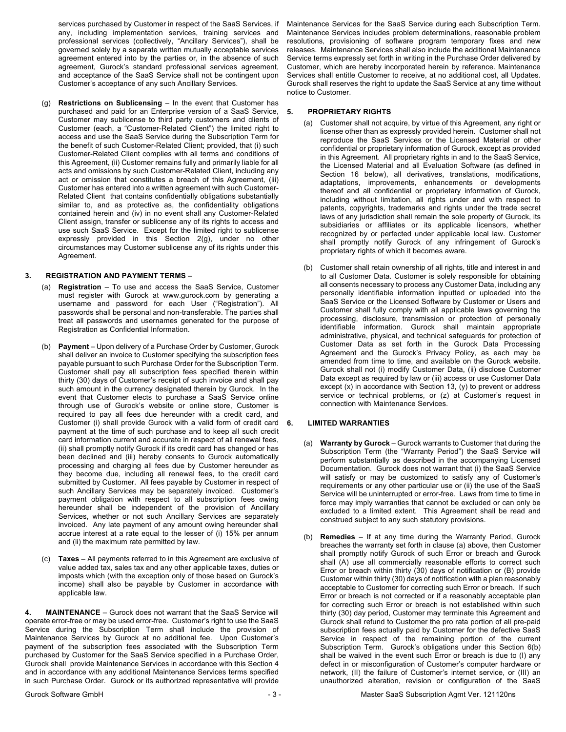services purchased by Customer in respect of the SaaS Services, if any, including implementation services, training services and professional services (collectively, "Ancillary Services"), shall be governed solely by a separate written mutually acceptable services agreement entered into by the parties or, in the absence of such agreement, Gurock's standard professional services agreement, and acceptance of the SaaS Service shall not be contingent upon Customer's acceptance of any such Ancillary Services.

(g) **Restrictions on Sublicensing** – In the event that Customer has purchased and paid for an Enterprise version of a SaaS Service, Customer may sublicense to third party customers and clients of Customer (each, a "Customer-Related Client") the limited right to access and use the SaaS Service during the Subscription Term for the benefit of such Customer-Related Client; provided, that (i) such Customer-Related Client complies with all terms and conditions of this Agreement, (ii) Customer remains fully and primarily liable for all acts and omissions by such Customer-Related Client, including any act or omission that constitutes a breach of this Agreement, (iii) Customer has entered into a written agreement with such Customer-Related Client that contains confidentially obligations substantially similar to, and as protective as, the confidentiality obligations contained herein and (iv) in no event shall any Customer-Related Client assign, transfer or sublicense any of its rights to access and use such SaaS Service. Except for the limited right to sublicense expressly provided in this Section 2(g), under no other circumstances may Customer sublicense any of its rights under this Agreement.

### 3. REGISTRATION AND PAYMENT TERMS –

(a) **Registration** – To use and access the SaaS Service, Customer must register with Gurock at www.gurock.com by generating a username and password for each User ("Registration"). All passwords shall be personal and non-transferable. The parties shall treat all passwords and usernames generated for the purpose of Registration as Confidential Information.

(b) **Payment** – Upon delivery of a Purchase Order by Customer, Gurock shall deliver an invoice to Customer specifying the subscription fees payable pursuant to such Purchase Order for the Subscription Term. Customer shall pay all subscription fees specified therein within thirty (30) days of Customer's receipt of such invoice and shall pay such amount in the currency designated therein by Gurock. In the event that Customer elects to purchase a SaaS Service online through use of Gurock's website or online store, Customer is required to pay all fees due hereunder with a credit card, and Customer (i) shall provide Gurock with a valid form of credit card payment at the time of such purchase and to keep all such credit card information current and accurate in respect of all renewal fees, (ii) shall promptly notify Gurock if its credit card has changed or has been declined and (iii) hereby consents to Gurock automatically processing and charging all fees due by Customer hereunder as they become due, including all renewal fees, to the credit card submitted by Customer. All fees payable by Customer in respect of such Ancillary Services may be separately invoiced. Customer's payment obligation with respect to all subscription fees owing hereunder shall be independent of the provision of Ancillary Services, whether or not such Ancillary Services are separately invoiced. Any late payment of any amount owing hereunder shall accrue interest at a rate equal to the lesser of (i) 15% per annum and (ii) the maximum rate permitted by law.

(c) **Taxes** – All payments referred to in this Agreement are exclusive of value added tax, sales tax and any other applicable taxes, duties or imposts which (with the exception only of those based on Gurock's income) shall also be payable by Customer in accordance with applicable law.

**4. MAINTENANCE** – Gurock does not warrant that the SaaS Service will operate error-free or may be used error-free. Customer's right to use the SaaS Service during the Subscription Term shall include the provision of Maintenance Services by Gurock at no additional fee. Upon Customer's payment of the subscription fees associated with the Subscription Term purchased by Customer for the SaaS Service specified in a Purchase Order, Gurock shall provide Maintenance Services in accordance with this Section 4 and in accordance with any additional Maintenance Services terms specified in such Purchase Order. Gurock or its authorized representative will provide Maintenance Services for the SaaS Service during each Subscription Term. Maintenance Services includes problem determinations, reasonable problem resolutions, provisioning of software program temporary fixes and new releases. Maintenance Services shall also include the additional Maintenance Service terms expressly set forth in writing in the Purchase Order delivered by Customer, which are hereby incorporated herein by reference. Maintenance Services shall entitle Customer to receive, at no additional cost, all Updates. Gurock shall reserves the right to update the SaaS Service at any time without notice to Customer.

### 5. PROPRIETARY RIGHTS

(a) Customer shall not acquire, by virtue of this Agreement, any right or license other than as expressly provided herein. Customer shall not reproduce the SaaS Services or the Licensed Material or other confidential or proprietary information of Gurock, except as provided in this Agreement. All proprietary rights in and to the SaaS Service, the Licensed Material and all Evaluation Software (as defined in Section 16 below), all derivatives, translations, modifications, adaptations, improvements, enhancements or developments thereof and all confidential or proprietary information of Gurock, including without limitation, all rights under and with respect to patents, copyrights, trademarks and rights under the trade secret laws of any jurisdiction shall remain the sole property of Gurock, its subsidiaries or affiliates or its applicable licensors, whether recognized by or perfected under applicable local law. Customer shall promptly notify Gurock of any infringement of Gurock's proprietary rights of which it becomes aware.

(b) Customer shall retain ownership of all rights, title and interest in and to all Customer Data. Customer is solely responsible for obtaining all consents necessary to process any Customer Data, including any personally identifiable information inputted or uploaded into the SaaS Service or the Licensed Software by Customer or Users and Customer shall fully comply with all applicable laws governing the processing, disclosure, transmission or protection of personally identifiable information. Gurock shall maintain appropriate administrative, physical, and technical safeguards for protection of Customer Data as set forth in the Gurock Data Processing Agreement and the Gurock's Privacy Policy, as each may be amended from time to time, and available on the Gurock website. Gurock shall not (i) modify Customer Data, (ii) disclose Customer Data except as required by law or (iii) access or use Customer Data except (x) in accordance with Section 13, (y) to prevent or address service or technical problems, or (z) at Customer's request in connection with Maintenance Services.

### 6. LIMITED WARRANTIES

(a) **Warranty by Gurock** – Gurock warrants to Customer that during the Subscription Term (the "Warranty Period") the SaaS Service will perform substantially as described in the accompanying Licensed Documentation. Gurock does not warrant that (i) the SaaS Service will satisfy or may be customized to satisfy any of Customer's requirements or any other particular use or (ii) the use of the SaaS Service will be uninterrupted or error-free. Laws from time to time in force may imply warranties that cannot be excluded or can only be excluded to a limited extent. This Agreement shall be read and construed subject to any such statutory provisions.

(b) **Remedies** – If at any time during the Warranty Period, Gurock breaches the warranty set forth in clause (a) above, then Customer shall promptly notify Gurock of such Error or breach and Gurock shall (A) use all commercially reasonable efforts to correct such Error or breach within thirty (30) days of notification or (B) provide Customer within thirty (30) days of notification with a plan reasonably acceptable to Customer for correcting such Error or breach. If such Error or breach is not corrected or if a reasonably acceptable plan for correcting such Error or breach is not established within such thirty (30) day period, Customer may terminate this Agreement and Gurock shall refund to Customer the pro rata portion of all pre-paid subscription fees actually paid by Customer for the defective SaaS Service in respect of the remaining portion of the current Subscription Term. Gurock's obligations under this Section 6(b) shall be waived in the event such Error or breach is due to (I) any defect in or misconfiguration of Customer's computer hardware or network, (II) the failure of Customer's internet service, or (III) an unauthorized alteration, revision or configuration of the SaaS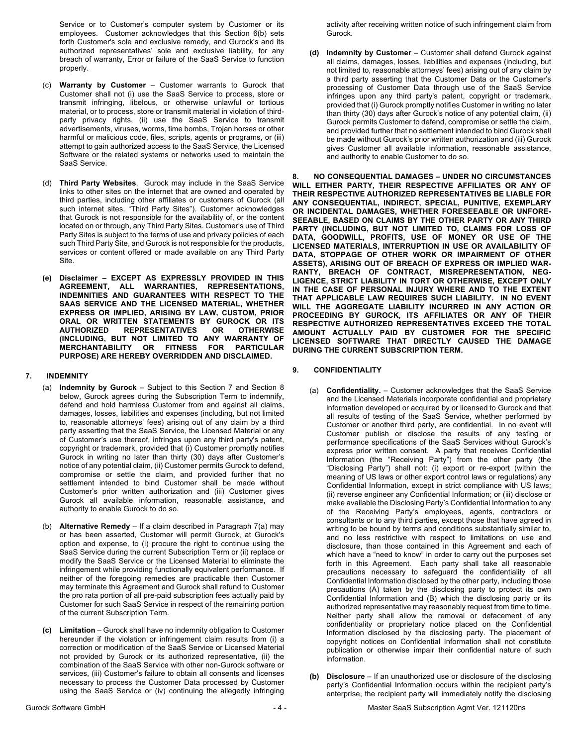Service or to Customer's computer system by Customer or its employees. Customer acknowledges that this Section 6(b) sets forth Customer's sole and exclusive remedy, and Gurock's and its authorized representatives' sole and exclusive liability, for any breach of warranty, Error or failure of the SaaS Service to function properly.

(c) **Warranty by Customer** – Customer warrants to Gurock that Customer shall not (i) use the SaaS Service to process, store or transmit infringing, libelous, or otherwise unlawful or tortious material, or to process, store or transmit material in violation of third-party privacy rights, (ii) use the SaaS Service to transmit advertisements, viruses, worms, time bombs, Trojan horses or other harmful or malicious code, files, scripts, agents or programs, or (iii) attempt to gain authorized access to the SaaS Service, the Licensed Software or the related systems or networks used to maintain the SaaS Service.

(d) **Third Party Websites**. Gurock may include in the SaaS Service links to other sites on the internet that are owned and operated by third parties, including other affiliates or customers of Gurock (all such internet sites, "Third Party Sites"). Customer acknowledges that Gurock is not responsible for the availability of, or the content located on or through, any Third Party Sites. Customer's use of Third Party Sites is subject to the terms of use and privacy policies of each such Third Party Site, and Gurock is not responsible for the products, services or content offered or made available on any Third Party Site.

**(e) Disclaimer – EXCEPT AS EXPRESSLY PROVIDED IN THIS AGREEMENT, ALL WARRANTIES, REPRESENTATIONS, INDEMNITIES AND GUARANTEES WITH RESPECT TO THE SAAS SERVICE AND THE LICENSED MATERIAL, WHETHER EXPRESS OR IMPLIED, ARISING BY LAW, CUSTOM, PRIOR ORAL OR WRITTEN STATEMENTS BY GUROCK OR ITS AUTHORIZED REPRESENTATIVES OR OTHERWISE (INCLUDING, BUT NOT LIMITED TO ANY WARRANTY OF MERCHANTABILITY OR FITNESS FOR PARTICULAR PURPOSE) ARE HEREBY OVERRIDDEN AND DISCLAIMED.**

## 7. INDEMNITY

(a) **Indemnity by Gurock** – Subject to this Section 7 and Section 8 below, Gurock agrees during the Subscription Term to indemnify, defend and hold harmless Customer from and against all claims, damages, losses, liabilities and expenses (including, but not limited to, reasonable attorneys' fees) arising out of any claim by a third party asserting that the SaaS Service, the Licensed Material or any of Customer's use thereof, infringes upon any third party's patent, copyright or trademark, provided that (i) Customer promptly notifies Gurock in writing no later than thirty (30) days after Customer's notice of any potential claim, (ii) Customer permits Gurock to defend, compromise or settle the claim, and provided further that no settlement intended to bind Customer shall be made without Customer's prior written authorization and (iii) Customer gives Gurock all available information, reasonable assistance, and authority to enable Gurock to do so.

(b) **Alternative Remedy** – If a claim described in Paragraph 7(a) may or has been asserted, Customer will permit Gurock, at Gurock's option and expense, to (i) procure the right to continue using the SaaS Service during the current Subscription Term or (ii) replace or modify the SaaS Service or the Licensed Material to eliminate the infringement while providing functionally equivalent performance. If neither of the foregoing remedies are practicable then Customer may terminate this Agreement and Gurock shall refund to Customer the pro rata portion of all pre-paid subscription fees actually paid by Customer for such SaaS Service in respect of the remaining portion of the current Subscription Term.

**(c) Limitation** – Gurock shall have no indemnity obligation to Customer hereunder if the violation or infringement claim results from (i) a correction or modification of the SaaS Service or Licensed Material not provided by Gurock or its authorized representative, (ii) the combination of the SaaS Service with other non-Gurock software or services, (iii) Customer's failure to obtain all consents and licenses necessary to process the Customer Data processed by Customer using the SaaS Service or (iv) continuing the allegedly infringing activity after receiving written notice of such infringement claim from Gurock.

**(d) Indemnity by Customer** – Customer shall defend Gurock against all claims, damages, losses, liabilities and expenses (including, but not limited to, reasonable attorneys' fees) arising out of any claim by a third party asserting that the Customer Data or the Customer's processing of Customer Data through use of the SaaS Service infringes upon any third party's patent, copyright or trademark, provided that (i) Gurock promptly notifies Customer in writing no later than thirty (30) days after Gurock's notice of any potential claim, (ii) Gurock permits Customer to defend, compromise or settle the claim, and provided further that no settlement intended to bind Gurock shall be made without Gurock's prior written authorization and (iii) Gurock gives Customer all available information, reasonable assistance, and authority to enable Customer to do so.

**8. NO CONSEQUENTIAL DAMAGES – UNDER NO CIRCUMSTANCES WILL EITHER PARTY, THEIR RESPECTIVE AFFILIATES OR ANY OF THEIR RESPECTIVE AUTHORIZED REPRESENTATIVES BE LIABLE FOR ANY CONSEQUENTIAL, INDIRECT, SPECIAL, PUNITIVE, EXEMPLARY OR INCIDENTAL DAMAGES, WHETHER FORESEEABLE OR UNFORESEEABLE, BASED ON CLAIMS BY THE OTHER PARTY OR ANY THIRD PARTY (INCLUDING, BUT NOT LIMITED TO, CLAIMS FOR LOSS OF DATA, GOODWILL, PROFITS, USE OF MONEY OR USE OF THE LICENSED MATERIALS, INTERRUPTION IN USE OR AVAILABILITY OF DATA, STOPPAGE OF OTHER WORK OR IMPAIRMENT OF OTHER ASSETS), ARISING OUT OF BREACH OF EXPRESS OR IMPLIED WARRANTY, BREACH OF CONTRACT, MISREPRESENTATION, NEGLIGENCE, STRICT LIABILITY IN TORT OR OTHERWISE, EXCEPT ONLY IN THE CASE OF PERSONAL INJURY WHERE AND TO THE EXTENT THAT APPLICABLE LAW REQUIRES SUCH LIABILITY. IN NO EVENT WILL THE AGGREGATE LIABILITY INCURRED IN ANY ACTION OR PROCEEDING BY GUROCK, ITS AFFILIATES OR ANY OF THEIR RESPECTIVE AUTHORIZED REPRESENTATIVES EXCEED THE TOTAL AMOUNT ACTUALLY PAID BY CUSTOMER FOR THE SPECIFIC LICENSED SOFTWARE THAT DIRECTLY CAUSED THE DAMAGE DURING THE CURRENT SUBSCRIPTION TERM.**

## 9. CONFIDENTIALITY

(a) **Confidentiality.** – Customer acknowledges that the SaaS Service and the Licensed Materials incorporate confidential and proprietary information developed or acquired by or licensed to Gurock and that all results of testing of the SaaS Service, whether performed by Customer or another third party, are confidential. In no event will Customer publish or disclose the results of any testing or performance specifications of the SaaS Services without Gurock's express prior written consent. A party that receives Confidential Information (the "Receiving Party") from the other party (the "Disclosing Party") shall not: (i) export or re-export (within the meaning of US laws or other export control laws or regulations) any Confidential Information, except in strict compliance with US laws; (ii) reverse engineer any Confidential Information; or (iii) disclose or make available the Disclosing Party's Confidential Information to any of the Receiving Party's employees, agents, contractors or consultants or to any third parties, except those that have agreed in writing to be bound by terms and conditions substantially similar to, and no less restrictive with respect to limitations on use and disclosure, than those contained in this Agreement and each of which have a "need to know" in order to carry out the purposes set forth in this Agreement. Each party shall take all reasonable precautions necessary to safeguard the confidentiality of all Confidential Information disclosed by the other party, including those precautions (A) taken by the disclosing party to protect its own Confidential Information and (B) which the disclosing party or its authorized representative may reasonably request from time to time. Neither party shall allow the removal or defacement of any confidentiality or proprietary notice placed on the Confidential Information disclosed by the disclosing party. The placement of copyright notices on Confidential Information shall not constitute publication or otherwise impair their confidential nature of such information.

**(b) Disclosure** – If an unauthorized use or disclosure of the disclosing party's Confidential Information occurs within the recipient party's enterprise, the recipient party will immediately notify the disclosing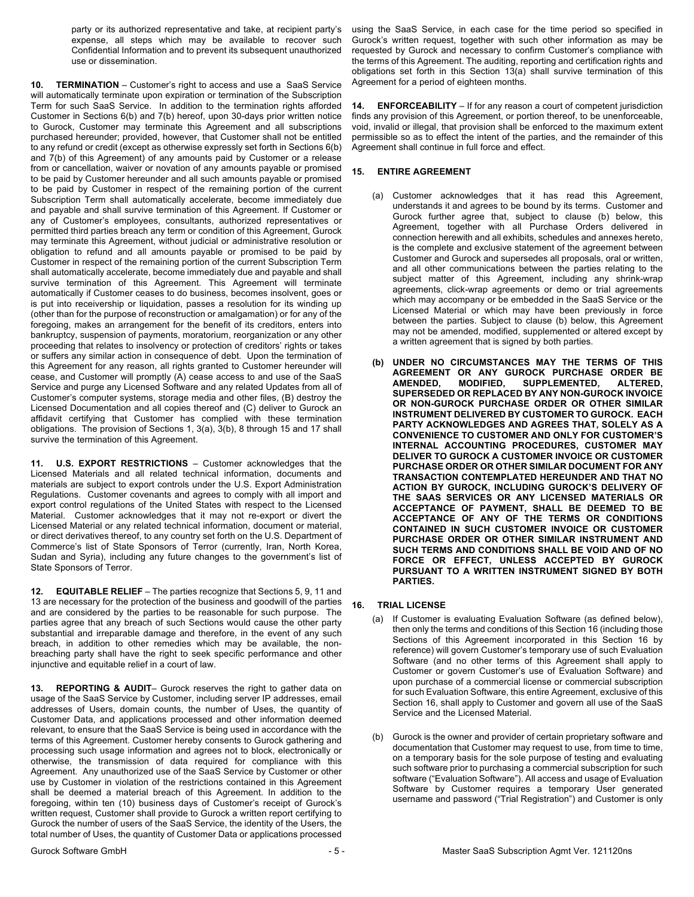party or its authorized representative and take, at recipient party's expense, all steps which may be available to recover such Confidential Information and to prevent its subsequent unauthorized use or dissemination.

**10. TERMINATION** – Customer's right to access and use a SaaS Service will automatically terminate upon expiration or termination of the Subscription Term for such SaaS Service. In addition to the termination rights afforded Customer in Sections 6(b) and 7(b) hereof, upon 30-days prior written notice to Gurock, Customer may terminate this Agreement and all subscriptions purchased hereunder; provided, however, that Customer shall not be entitled to any refund or credit (except as otherwise expressly set forth in Sections 6(b) and 7(b) of this Agreement) of any amounts paid by Customer or a release from or cancellation, waiver or novation of any amounts payable or promised to be paid by Customer hereunder and all such amounts payable or promised to be paid by Customer in respect of the remaining portion of the current Subscription Term shall automatically accelerate, become immediately due and payable and shall survive termination of this Agreement. If Customer or any of Customer's employees, consultants, authorized representatives or permitted third parties breach any term or condition of this Agreement, Gurock may terminate this Agreement, without judicial or administrative resolution or obligation to refund and all amounts payable or promised to be paid by Customer in respect of the remaining portion of the current Subscription Term shall automatically accelerate, become immediately due and payable and shall survive termination of this Agreement. This Agreement will terminate automatically if Customer ceases to do business, becomes insolvent, goes or is put into receivership or liquidation, passes a resolution for its winding up (other than for the purpose of reconstruction or amalgamation) or for any of the foregoing, makes an arrangement for the benefit of its creditors, enters into bankruptcy, suspension of payments, moratorium, reorganization or any other proceeding that relates to insolvency or protection of creditors' rights or takes or suffers any similar action in consequence of debt. Upon the termination of this Agreement for any reason, all rights granted to Customer hereunder will cease, and Customer will promptly (A) cease access to and use of the SaaS Service and purge any Licensed Software and any related Updates from all of Customer's computer systems, storage media and other files, (B) destroy the Licensed Documentation and all copies thereof and (C) deliver to Gurock an affidavit certifying that Customer has complied with these termination obligations. The provision of Sections 1, 3(a), 3(b), 8 through 15 and 17 shall survive the termination of this Agreement.

**11. U.S. EXPORT RESTRICTIONS** – Customer acknowledges that the Licensed Materials and all related technical information, documents and materials are subject to export controls under the U.S. Export Administration Regulations. Customer covenants and agrees to comply with all import and export control regulations of the United States with respect to the Licensed Material. Customer acknowledges that it may not re-export or divert the Licensed Material or any related technical information, document or material, or direct derivatives thereof, to any country set forth on the U.S. Department of Commerce's list of State Sponsors of Terror (currently, Iran, North Korea, Sudan and Syria), including any future changes to the government's list of State Sponsors of Terror.

**12. EQUITABLE RELIEF** – The parties recognize that Sections 5, 9, 11 and 13 are necessary for the protection of the business and goodwill of the parties and are considered by the parties to be reasonable for such purpose. The parties agree that any breach of such Sections would cause the other party substantial and irreparable damage and therefore, in the event of any such breach, in addition to other remedies which may be available, the non-breaching party shall have the right to seek specific performance and other injunctive and equitable relief in a court of law.

**13. REPORTING & AUDIT**– Gurock reserves the right to gather data on usage of the SaaS Service by Customer, including server IP addresses, email addresses of Users, domain counts, the number of Uses, the quantity of Customer Data, and applications processed and other information deemed relevant, to ensure that the SaaS Service is being used in accordance with the terms of this Agreement. Customer hereby consents to Gurock gathering and processing such usage information and agrees not to block, electronically or otherwise, the transmission of data required for compliance with this Agreement. Any unauthorized use of the SaaS Service by Customer or other use by Customer in violation of the restrictions contained in this Agreement shall be deemed a material breach of this Agreement. In addition to the foregoing, within ten (10) business days of Customer's receipt of Gurock's written request, Customer shall provide to Gurock a written report certifying to Gurock the number of users of the SaaS Service, the identity of the Users, the total number of Uses, the quantity of Customer Data or applications processed using the SaaS Service, in each case for the time period so specified in Gurock's written request, together with such other information as may be requested by Gurock and necessary to confirm Customer's compliance with the terms of this Agreement. The auditing, reporting and certification rights and obligations set forth in this Section 13(a) shall survive termination of this Agreement for a period of eighteen months.

**14. ENFORCEABILITY** – If for any reason a court of competent jurisdiction finds any provision of this Agreement, or portion thereof, to be unenforceable, void, invalid or illegal, that provision shall be enforced to the maximum extent permissible so as to effect the intent of the parties, and the remainder of this Agreement shall continue in full force and effect.

**15. ENTIRE AGREEMENT**

(a) Customer acknowledges that it has read this Agreement, understands it and agrees to be bound by its terms. Customer and Gurock further agree that, subject to clause (b) below, this Agreement, together with all Purchase Orders delivered in connection herewith and all exhibits, schedules and annexes hereto, is the complete and exclusive statement of the agreement between Customer and Gurock and supersedes all proposals, oral or written, and all other communications between the parties relating to the subject matter of this Agreement, including any shrink-wrap agreements, click-wrap agreements or demo or trial agreements which may accompany or be embedded in the SaaS Service or the Licensed Material or which may have been previously in force between the parties. Subject to clause (b) below, this Agreement may not be amended, modified, supplemented or altered except by a written agreement that is signed by both parties.

**(b) UNDER NO CIRCUMSTANCES MAY THE TERMS OF THIS AGREEMENT OR ANY GUROCK PURCHASE ORDER BE AMENDED, MODIFIED, SUPPLEMENTED, ALTERED, SUPERSEDED OR REPLACED BY ANY NON-GUROCK INVOICE OR NON-GUROCK PURCHASE ORDER OR OTHER SIMILAR INSTRUMENT DELIVERED BY CUSTOMER TO GUROCK. EACH PARTY ACKNOWLEDGES AND AGREES THAT, SOLELY AS A CONVENIENCE TO CUSTOMER AND ONLY FOR CUSTOMER'S INTERNAL ACCOUNTING PROCEDURES, CUSTOMER MAY DELIVER TO GUROCK A CUSTOMER INVOICE OR CUSTOMER PURCHASE ORDER OR OTHER SIMILAR DOCUMENT FOR ANY TRANSACTION CONTEMPLATED HEREUNDER AND THAT NO ACTION BY GUROCK, INCLUDING GUROCK'S DELIVERY OF THE SAAS SERVICES OR ANY LICENSED MATERIALS OR ACCEPTANCE OF PAYMENT, SHALL BE DEEMED TO BE ACCEPTANCE OF ANY OF THE TERMS OR CONDITIONS CONTAINED IN SUCH CUSTOMER INVOICE OR CUSTOMER PURCHASE ORDER OR OTHER SIMILAR INSTRUMENT AND SUCH TERMS AND CONDITIONS SHALL BE VOID AND OF NO FORCE OR EFFECT, UNLESS ACCEPTED BY GUROCK PURSUANT TO A WRITTEN INSTRUMENT SIGNED BY BOTH PARTIES.**

**16. TRIAL LICENSE**

(a) If Customer is evaluating Evaluation Software (as defined below), then only the terms and conditions of this Section 16 (including those Sections of this Agreement incorporated in this Section 16 by reference) will govern Customer's temporary use of such Evaluation Software (and no other terms of this Agreement shall apply to Customer or govern Customer's use of Evaluation Software) and upon purchase of a commercial license or commercial subscription for such Evaluation Software, this entire Agreement, exclusive of this Section 16, shall apply to Customer and govern all use of the SaaS Service and the Licensed Material.

(b) Gurock is the owner and provider of certain proprietary software and documentation that Customer may request to use, from time to time, on a temporary basis for the sole purpose of testing and evaluating such software prior to purchasing a commercial subscription for such software ("Evaluation Software"). All access and usage of Evaluation Software by Customer requires a temporary User generated username and password ("Trial Registration") and Customer is only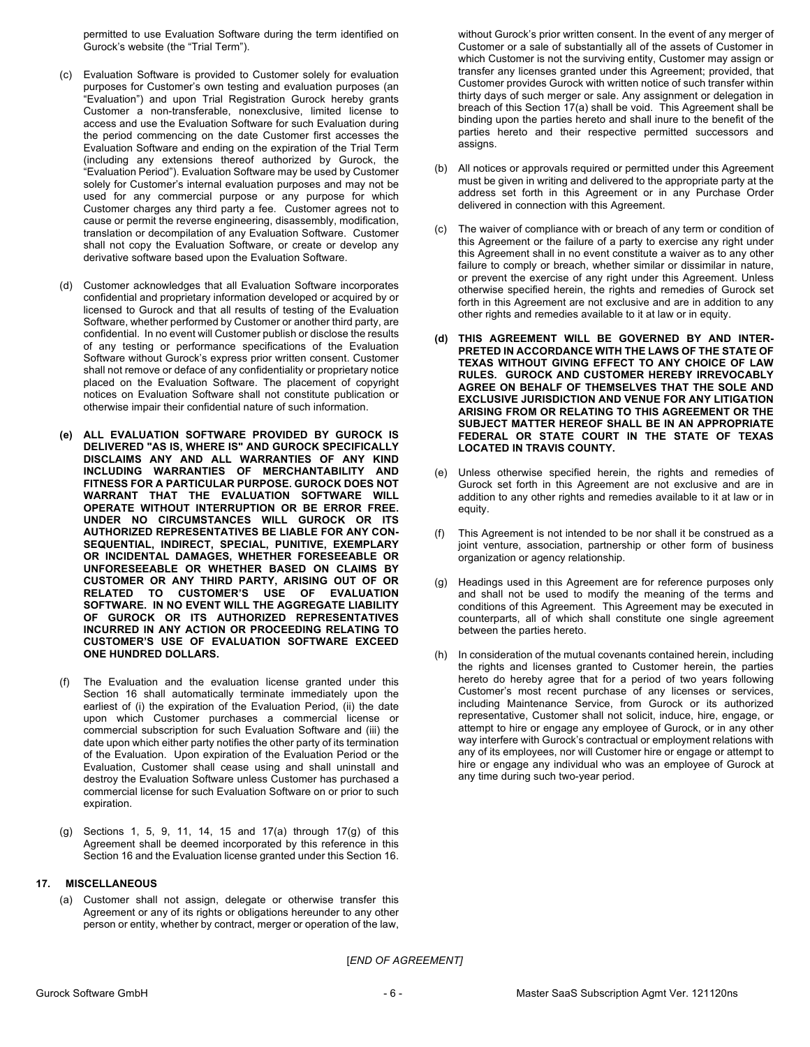permitted to use Evaluation Software during the term identified on Gurock's website (the "Trial Term").

(c) Evaluation Software is provided to Customer solely for evaluation purposes for Customer's own testing and evaluation purposes (an "Evaluation") and upon Trial Registration Gurock hereby grants Customer a non-transferable, nonexclusive, limited license to access and use the Evaluation Software for such Evaluation during the period commencing on the date Customer first accesses the Evaluation Software and ending on the expiration of the Trial Term (including any extensions thereof authorized by Gurock, the "Evaluation Period"). Evaluation Software may be used by Customer solely for Customer's internal evaluation purposes and may not be used for any commercial purpose or any purpose for which Customer charges any third party a fee. Customer agrees not to cause or permit the reverse engineering, disassembly, modification, translation or decompilation of any Evaluation Software. Customer shall not copy the Evaluation Software, or create or develop any derivative software based upon the Evaluation Software.

(d) Customer acknowledges that all Evaluation Software incorporates confidential and proprietary information developed or acquired by or licensed to Gurock and that all results of testing of the Evaluation Software, whether performed by Customer or another third party, are confidential. In no event will Customer publish or disclose the results of any testing or performance specifications of the Evaluation Software without Gurock's express prior written consent. Customer shall not remove or deface of any confidentiality or proprietary notice placed on the Evaluation Software. The placement of copyright notices on Evaluation Software shall not constitute publication or otherwise impair their confidential nature of such information.

**(e) ALL EVALUATION SOFTWARE PROVIDED BY GUROCK IS DELIVERED "AS IS, WHERE IS" AND GUROCK SPECIFICALLY DISCLAIMS ANY AND ALL WARRANTIES OF ANY KIND INCLUDING WARRANTIES OF MERCHANTABILITY AND FITNESS FOR A PARTICULAR PURPOSE. GUROCK DOES NOT WARRANT THAT THE EVALUATION SOFTWARE WILL OPERATE WITHOUT INTERRUPTION OR BE ERROR FREE. UNDER NO CIRCUMSTANCES WILL GUROCK OR ITS AUTHORIZED REPRESENTATIVES BE LIABLE FOR ANY CON-SEQUENTIAL, INDIRECT, SPECIAL, PUNITIVE, EXEMPLARY OR INCIDENTAL DAMAGES, WHETHER FORESEEABLE OR UNFORESEEABLE OR WHETHER BASED ON CLAIMS BY CUSTOMER OR ANY THIRD PARTY, ARISING OUT OF OR RELATED TO CUSTOMER'S USE OF EVALUATION SOFTWARE. IN NO EVENT WILL THE AGGREGATE LIABILITY OF GUROCK OR ITS AUTHORIZED REPRESENTATIVES INCURRED IN ANY ACTION OR PROCEEDING RELATING TO CUSTOMER'S USE OF EVALUATION SOFTWARE EXCEED ONE HUNDRED DOLLARS.**

(f) The Evaluation and the evaluation license granted under this Section 16 shall automatically terminate immediately upon the earliest of (i) the expiration of the Evaluation Period, (ii) the date upon which Customer purchases a commercial license or commercial subscription for such Evaluation Software and (iii) the date upon which either party notifies the other party of its termination of the Evaluation. Upon expiration of the Evaluation Period or the Evaluation, Customer shall cease using and shall uninstall and destroy the Evaluation Software unless Customer has purchased a commercial license for such Evaluation Software on or prior to such expiration.

(g) Sections 1, 5, 9, 11, 14, 15 and 17(a) through 17(g) of this Agreement shall be deemed incorporated by this reference in this Section 16 and the Evaluation license granted under this Section 16.

## 17. MISCELLANEOUS

(a) Customer shall not assign, delegate or otherwise transfer this Agreement or any of its rights or obligations hereunder to any other person or entity, whether by contract, merger or operation of the law, without Gurock's prior written consent. In the event of any merger of Customer or a sale of substantially all of the assets of Customer in which Customer is not the surviving entity, Customer may assign or transfer any licenses granted under this Agreement; provided, that Customer provides Gurock with written notice of such transfer within thirty days of such merger or sale. Any assignment or delegation in breach of this Section 17(a) shall be void. This Agreement shall be binding upon the parties hereto and shall inure to the benefit of the parties hereto and their respective permitted successors and assigns.

(b) All notices or approvals required or permitted under this Agreement must be given in writing and delivered to the appropriate party at the address set forth in this Agreement or in any Purchase Order delivered in connection with this Agreement.

(c) The waiver of compliance with or breach of any term or condition of this Agreement or the failure of a party to exercise any right under this Agreement shall in no event constitute a waiver as to any other failure to comply or breach, whether similar or dissimilar in nature, or prevent the exercise of any right under this Agreement. Unless otherwise specified herein, the rights and remedies of Gurock set forth in this Agreement are not exclusive and are in addition to any other rights and remedies available to it at law or in equity.

**(d) THIS AGREEMENT WILL BE GOVERNED BY AND INTER-PRETED IN ACCORDANCE WITH THE LAWS OF THE STATE OF TEXAS WITHOUT GIVING EFFECT TO ANY CHOICE OF LAW RULES. GUROCK AND CUSTOMER HEREBY IRREVOCABLY AGREE ON BEHALF OF THEMSELVES THAT THE SOLE AND EXCLUSIVE JURISDICTION AND VENUE FOR ANY LITIGATION ARISING FROM OR RELATING TO THIS AGREEMENT OR THE SUBJECT MATTER HEREOF SHALL BE IN AN APPROPRIATE FEDERAL OR STATE COURT IN THE STATE OF TEXAS LOCATED IN TRAVIS COUNTY.**

(e) Unless otherwise specified herein, the rights and remedies of Gurock set forth in this Agreement are not exclusive and are in addition to any other rights and remedies available to it at law or in equity.

(f) This Agreement is not intended to be nor shall it be construed as a joint venture, association, partnership or other form of business organization or agency relationship.

(g) Headings used in this Agreement are for reference purposes only and shall not be used to modify the meaning of the terms and conditions of this Agreement. This Agreement may be executed in counterparts, all of which shall constitute one single agreement between the parties hereto.

(h) In consideration of the mutual covenants contained herein, including the rights and licenses granted to Customer herein, the parties hereto do hereby agree that for a period of two years following Customer's most recent purchase of any licenses or services, including Maintenance Service, from Gurock or its authorized representative, Customer shall not solicit, induce, hire, engage, or attempt to hire or engage any employee of Gurock, or in any other way interfere with Gurock's contractual or employment relations with any of its employees, nor will Customer hire or engage or attempt to hire or engage any individual who was an employee of Gurock at any time during such two-year period.

[*END OF AGREEMENT*]